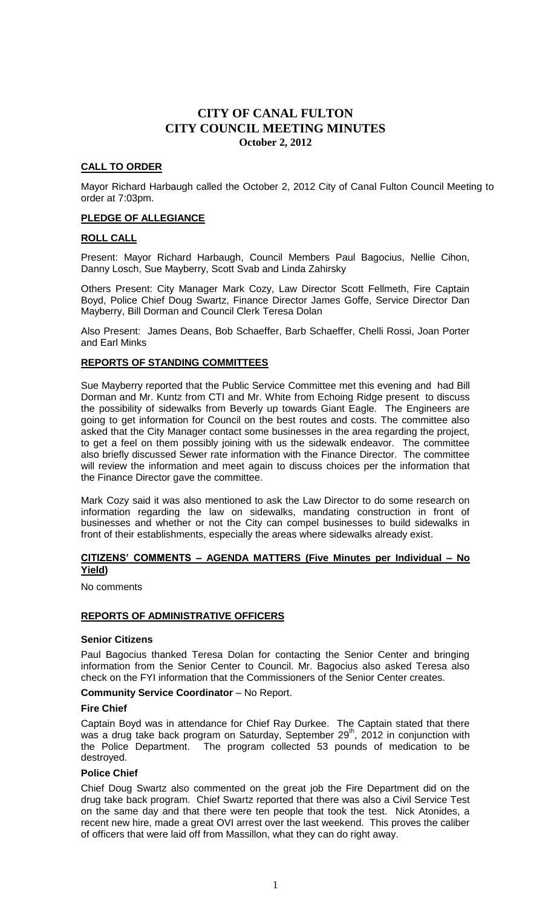# CITY OF CANAL FULTON
# CITY COUNCIL MEETING MINUTES
### October 2, 2012

**CALL TO ORDER**

Mayor Richard Harbaugh called the October 2, 2012 City of Canal Fulton Council Meeting to order at 7:03pm.

**PLEDGE OF ALLEGIANCE**

**ROLL CALL**

Present: Mayor Richard Harbaugh, Council Members Paul Bagocius, Nellie Cihon, Danny Losch, Sue Mayberry, Scott Svab and Linda Zahirsky

Others Present: City Manager Mark Cozy, Law Director Scott Fellmeth, Fire Captain Boyd, Police Chief Doug Swartz, Finance Director James Goffe, Service Director Dan Mayberry, Bill Dorman and Council Clerk Teresa Dolan

Also Present: James Deans, Bob Schaeffer, Barb Schaeffer, Chelli Rossi, Joan Porter and Earl Minks

**REPORTS OF STANDING COMMITTEES**

Sue Mayberry reported that the Public Service Committee met this evening and had Bill Dorman and Mr. Kuntz from CTI and Mr. White from Echoing Ridge present to discuss the possibility of sidewalks from Beverly up towards Giant Eagle. The Engineers are going to get information for Council on the best routes and costs. The committee also asked that the City Manager contact some businesses in the area regarding the project, to get a feel on them possibly joining with us the sidewalk endeavor. The committee also briefly discussed Sewer rate information with the Finance Director. The committee will review the information and meet again to discuss choices per the information that the Finance Director gave the committee.

Mark Cozy said it was also mentioned to ask the Law Director to do some research on information regarding the law on sidewalks, mandating construction in front of businesses and whether or not the City can compel businesses to build sidewalks in front of their establishments, especially the areas where sidewalks already exist.

**CITIZENS' COMMENTS – AGENDA MATTERS (Five Minutes per Individual – No Yield)**

No comments

**REPORTS OF ADMINISTRATIVE OFFICERS**

**Senior Citizens**

Paul Bagocius thanked Teresa Dolan for contacting the Senior Center and bringing information from the Senior Center to Council. Mr. Bagocius also asked Teresa also check on the FYI information that the Commissioners of the Senior Center creates.

**Community Service Coordinator** – No Report.

**Fire Chief**

Captain Boyd was in attendance for Chief Ray Durkee. The Captain stated that there was a drug take back program on Saturday, September 29th, 2012 in conjunction with the Police Department. The program collected 53 pounds of medication to be destroyed.

**Police Chief**

Chief Doug Swartz also commented on the great job the Fire Department did on the drug take back program. Chief Swartz reported that there was also a Civil Service Test on the same day and that there were ten people that took the test. Nick Atonides, a recent new hire, made a great OVI arrest over the last weekend. This proves the caliber of officers that were laid off from Massillon, what they can do right away.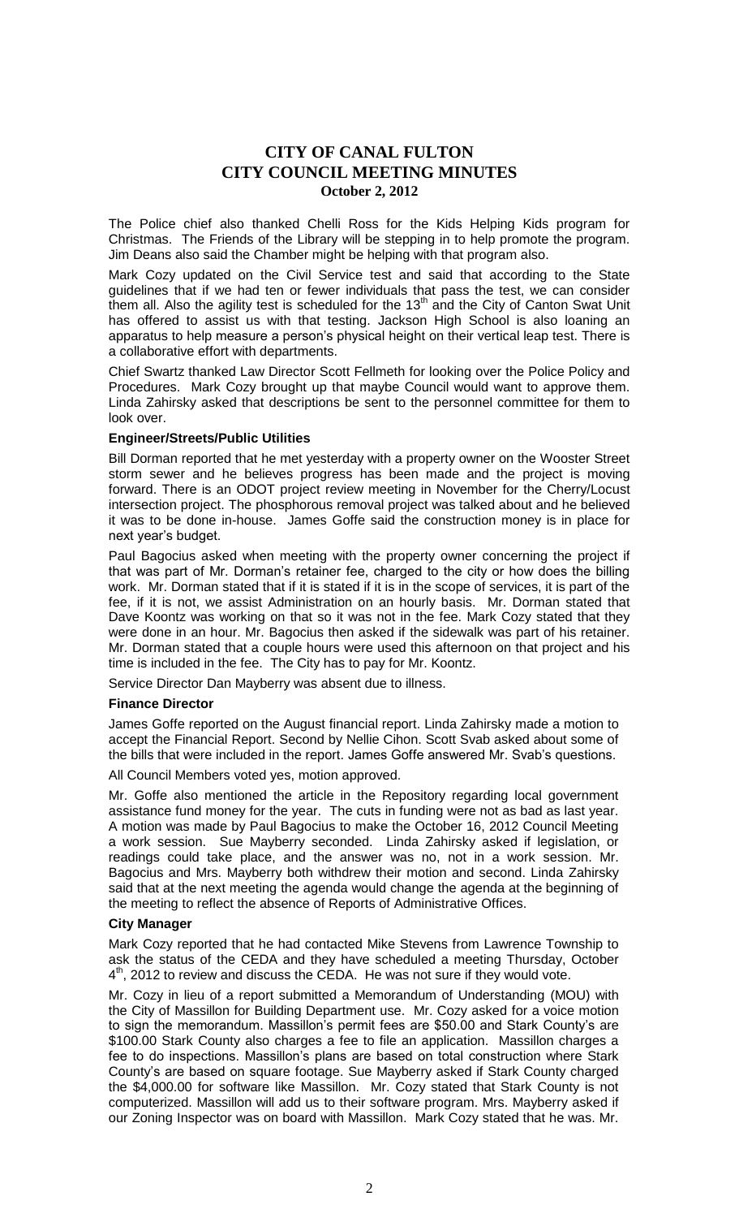# CITY OF CANAL FULTON
# CITY COUNCIL MEETING MINUTES
### October 2, 2012

The Police chief also thanked Chelli Ross for the Kids Helping Kids program for Christmas. The Friends of the Library will be stepping in to help promote the program. Jim Deans also said the Chamber might be helping with that program also.

Mark Cozy updated on the Civil Service test and said that according to the State guidelines that if we had ten or fewer individuals that pass the test, we can consider them all. Also the agility test is scheduled for the 13th and the City of Canton Swat Unit has offered to assist us with that testing. Jackson High School is also loaning an apparatus to help measure a person's physical height on their vertical leap test. There is a collaborative effort with departments.

Chief Swartz thanked Law Director Scott Fellmeth for looking over the Police Policy and Procedures. Mark Cozy brought up that maybe Council would want to approve them. Linda Zahirsky asked that descriptions be sent to the personnel committee for them to look over.

**Engineer/Streets/Public Utilities**

Bill Dorman reported that he met yesterday with a property owner on the Wooster Street storm sewer and he believes progress has been made and the project is moving forward. There is an ODOT project review meeting in November for the Cherry/Locust intersection project. The phosphorous removal project was talked about and he believed it was to be done in-house. James Goffe said the construction money is in place for next year's budget.

Paul Bagocius asked when meeting with the property owner concerning the project if that was part of Mr. Dorman's retainer fee, charged to the city or how does the billing work. Mr. Dorman stated that if it is stated if it is in the scope of services, it is part of the fee, if it is not, we assist Administration on an hourly basis. Mr. Dorman stated that Dave Koontz was working on that so it was not in the fee. Mark Cozy stated that they were done in an hour. Mr. Bagocius then asked if the sidewalk was part of his retainer. Mr. Dorman stated that a couple hours were used this afternoon on that project and his time is included in the fee. The City has to pay for Mr. Koontz.

Service Director Dan Mayberry was absent due to illness.

**Finance Director**

James Goffe reported on the August financial report. Linda Zahirsky made a motion to accept the Financial Report. Second by Nellie Cihon. Scott Svab asked about some of the bills that were included in the report. James Goffe answered Mr. Svab's questions.

All Council Members voted yes, motion approved.

Mr. Goffe also mentioned the article in the Repository regarding local government assistance fund money for the year. The cuts in funding were not as bad as last year. A motion was made by Paul Bagocius to make the October 16, 2012 Council Meeting a work session. Sue Mayberry seconded. Linda Zahirsky asked if legislation, or readings could take place, and the answer was no, not in a work session. Mr. Bagocius and Mrs. Mayberry both withdrew their motion and second. Linda Zahirsky said that at the next meeting the agenda would change the agenda at the beginning of the meeting to reflect the absence of Reports of Administrative Offices.

**City Manager**

Mark Cozy reported that he had contacted Mike Stevens from Lawrence Township to ask the status of the CEDA and they have scheduled a meeting Thursday, October 4th, 2012 to review and discuss the CEDA. He was not sure if they would vote.

Mr. Cozy in lieu of a report submitted a Memorandum of Understanding (MOU) with the City of Massillon for Building Department use. Mr. Cozy asked for a voice motion to sign the memorandum. Massillon's permit fees are $50.00 and Stark County's are $100.00 Stark County also charges a fee to file an application. Massillon charges a fee to do inspections. Massillon's plans are based on total construction where Stark County's are based on square footage. Sue Mayberry asked if Stark County charged the $4,000.00 for software like Massillon. Mr. Cozy stated that Stark County is not computerized. Massillon will add us to their software program. Mrs. Mayberry asked if our Zoning Inspector was on board with Massillon. Mark Cozy stated that he was. Mr.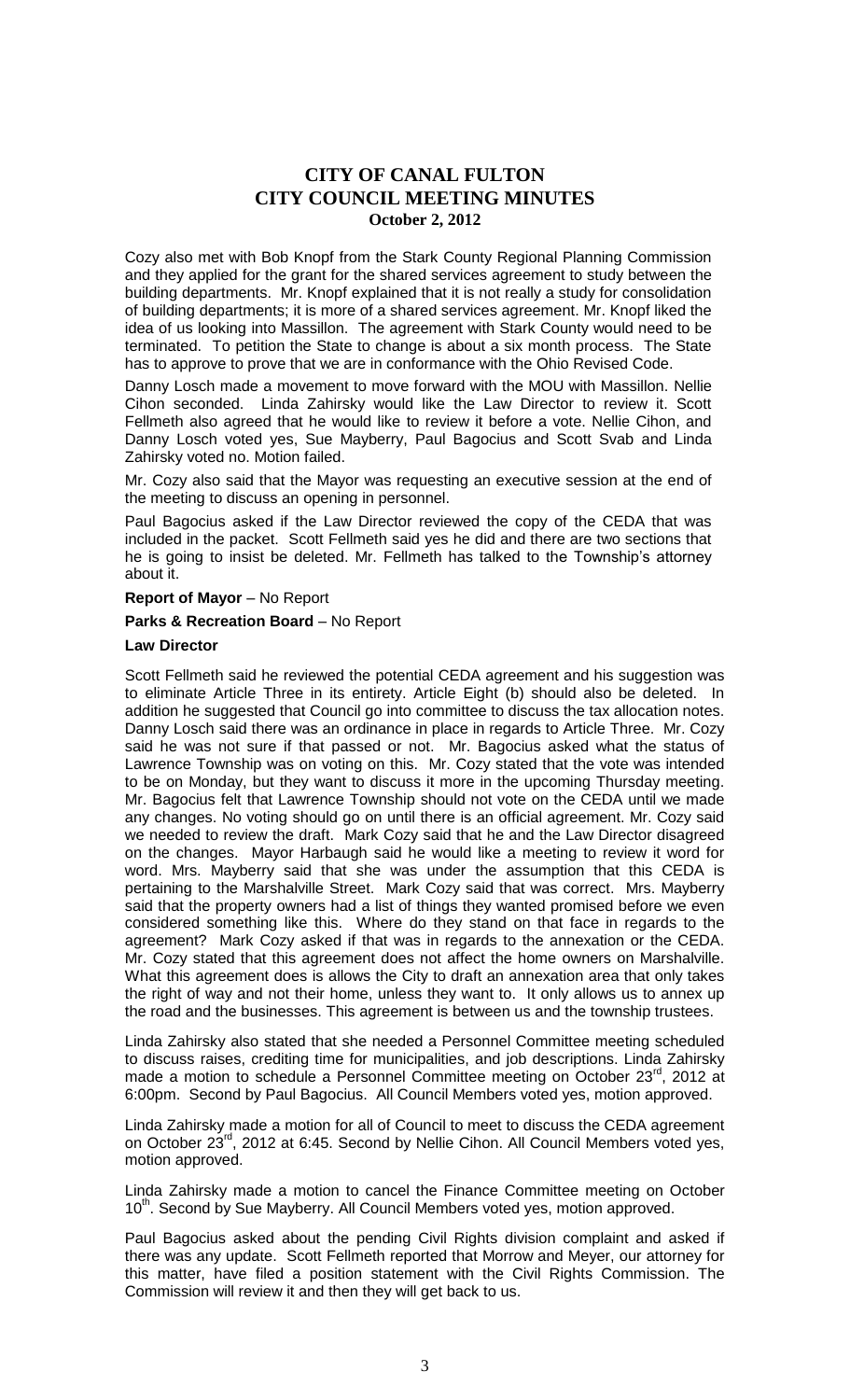Cozy also met with Bob Knopf from the Stark County Regional Planning Commission and they applied for the grant for the shared services agreement to study between the building departments. Mr. Knopf explained that it is not really a study for consolidation of building departments; it is more of a shared services agreement. Mr. Knopf liked the idea of us looking into Massillon. The agreement with Stark County would need to be terminated. To petition the State to change is about a six month process. The State has to approve to prove that we are in conformance with the Ohio Revised Code.

Danny Losch made a movement to move forward with the MOU with Massillon. Nellie Cihon seconded. Linda Zahirsky would like the Law Director to review it. Scott Fellmeth also agreed that he would like to review it before a vote. Nellie Cihon, and Danny Losch voted yes, Sue Mayberry, Paul Bagocius and Scott Svab and Linda Zahirsky voted no. Motion failed.

Mr. Cozy also said that the Mayor was requesting an executive session at the end of the meeting to discuss an opening in personnel.

Paul Bagocius asked if the Law Director reviewed the copy of the CEDA that was included in the packet. Scott Fellmeth said yes he did and there are two sections that he is going to insist be deleted. Mr. Fellmeth has talked to the Township's attorney about it.

**Report of Mayor** – No Report

**Parks & Recreation Board** – No Report

**Law Director**

Scott Fellmeth said he reviewed the potential CEDA agreement and his suggestion was to eliminate Article Three in its entirety. Article Eight (b) should also be deleted. In addition he suggested that Council go into committee to discuss the tax allocation notes. Danny Losch said there was an ordinance in place in regards to Article Three. Mr. Cozy said he was not sure if that passed or not. Mr. Bagocius asked what the status of Lawrence Township was on voting on this. Mr. Cozy stated that the vote was intended to be on Monday, but they want to discuss it more in the upcoming Thursday meeting. Mr. Bagocius felt that Lawrence Township should not vote on the CEDA until we made any changes. No voting should go on until there is an official agreement. Mr. Cozy said we needed to review the draft. Mark Cozy said that he and the Law Director disagreed on the changes. Mayor Harbaugh said he would like a meeting to review it word for word. Mrs. Mayberry said that she was under the assumption that this CEDA is pertaining to the Marshalville Street. Mark Cozy said that was correct. Mrs. Mayberry said that the property owners had a list of things they wanted promised before we even considered something like this. Where do they stand on that face in regards to the agreement? Mark Cozy asked if that was in regards to the annexation or the CEDA. Mr. Cozy stated that this agreement does not affect the home owners on Marshalville. What this agreement does is allows the City to draft an annexation area that only takes the right of way and not their home, unless they want to. It only allows us to annex up the road and the businesses. This agreement is between us and the township trustees.

Linda Zahirsky also stated that she needed a Personnel Committee meeting scheduled to discuss raises, crediting time for municipalities, and job descriptions. Linda Zahirsky made a motion to schedule a Personnel Committee meeting on October 23rd, 2012 at 6:00pm. Second by Paul Bagocius. All Council Members voted yes, motion approved.

Linda Zahirsky made a motion for all of Council to meet to discuss the CEDA agreement on October 23rd, 2012 at 6:45. Second by Nellie Cihon. All Council Members voted yes, motion approved.

Linda Zahirsky made a motion to cancel the Finance Committee meeting on October 10th. Second by Sue Mayberry. All Council Members voted yes, motion approved.

Paul Bagocius asked about the pending Civil Rights division complaint and asked if there was any update. Scott Fellmeth reported that Morrow and Meyer, our attorney for this matter, have filed a position statement with the Civil Rights Commission. The Commission will review it and then they will get back to us.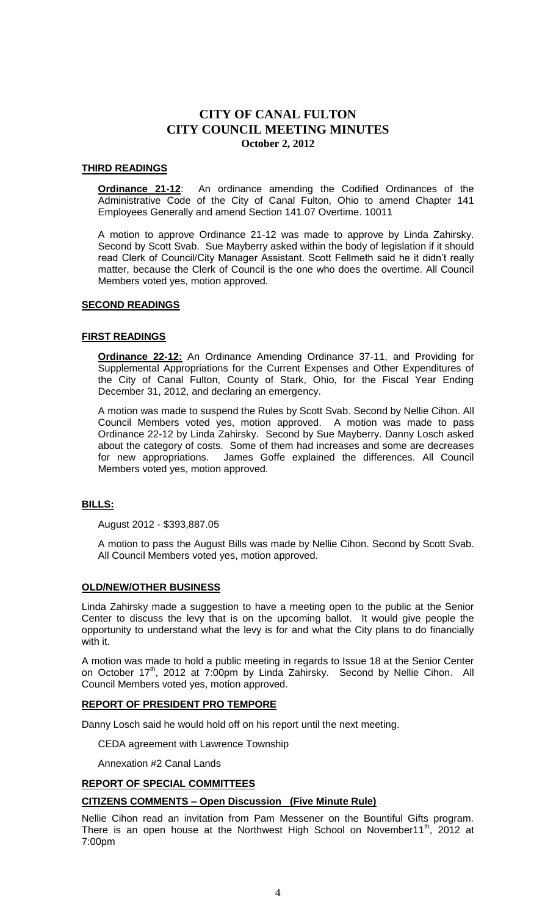# CITY OF CANAL FULTON
# CITY COUNCIL MEETING MINUTES
### October 2, 2012

**THIRD READINGS**

**Ordinance 21-12**: An ordinance amending the Codified Ordinances of the Administrative Code of the City of Canal Fulton, Ohio to amend Chapter 141 Employees Generally and amend Section 141.07 Overtime. 10011

A motion to approve Ordinance 21-12 was made to approve by Linda Zahirsky. Second by Scott Svab. Sue Mayberry asked within the body of legislation if it should read Clerk of Council/City Manager Assistant. Scott Fellmeth said he it didn't really matter, because the Clerk of Council is the one who does the overtime. All Council Members voted yes, motion approved.

**SECOND READINGS**

**FIRST READINGS**

**Ordinance 22-12:** An Ordinance Amending Ordinance 37-11, and Providing for Supplemental Appropriations for the Current Expenses and Other Expenditures of the City of Canal Fulton, County of Stark, Ohio, for the Fiscal Year Ending December 31, 2012, and declaring an emergency.

A motion was made to suspend the Rules by Scott Svab. Second by Nellie Cihon. All Council Members voted yes, motion approved. A motion was made to pass Ordinance 22-12 by Linda Zahirsky. Second by Sue Mayberry. Danny Losch asked about the category of costs. Some of them had increases and some are decreases for new appropriations. James Goffe explained the differences. All Council Members voted yes, motion approved.

**BILLS:**

August 2012 - $393,887.05

A motion to pass the August Bills was made by Nellie Cihon. Second by Scott Svab. All Council Members voted yes, motion approved.

**OLD/NEW/OTHER BUSINESS**

Linda Zahirsky made a suggestion to have a meeting open to the public at the Senior Center to discuss the levy that is on the upcoming ballot. It would give people the opportunity to understand what the levy is for and what the City plans to do financially with it.

A motion was made to hold a public meeting in regards to Issue 18 at the Senior Center on October 17th, 2012 at 7:00pm by Linda Zahirsky. Second by Nellie Cihon. All Council Members voted yes, motion approved.

**REPORT OF PRESIDENT PRO TEMPORE**

Danny Losch said he would hold off on his report until the next meeting.

CEDA agreement with Lawrence Township

Annexation #2 Canal Lands

**REPORT OF SPECIAL COMMITTEES**

**CITIZENS COMMENTS – Open Discussion (Five Minute Rule)**

Nellie Cihon read an invitation from Pam Messener on the Bountiful Gifts program. There is an open house at the Northwest High School on November11th, 2012 at 7:00pm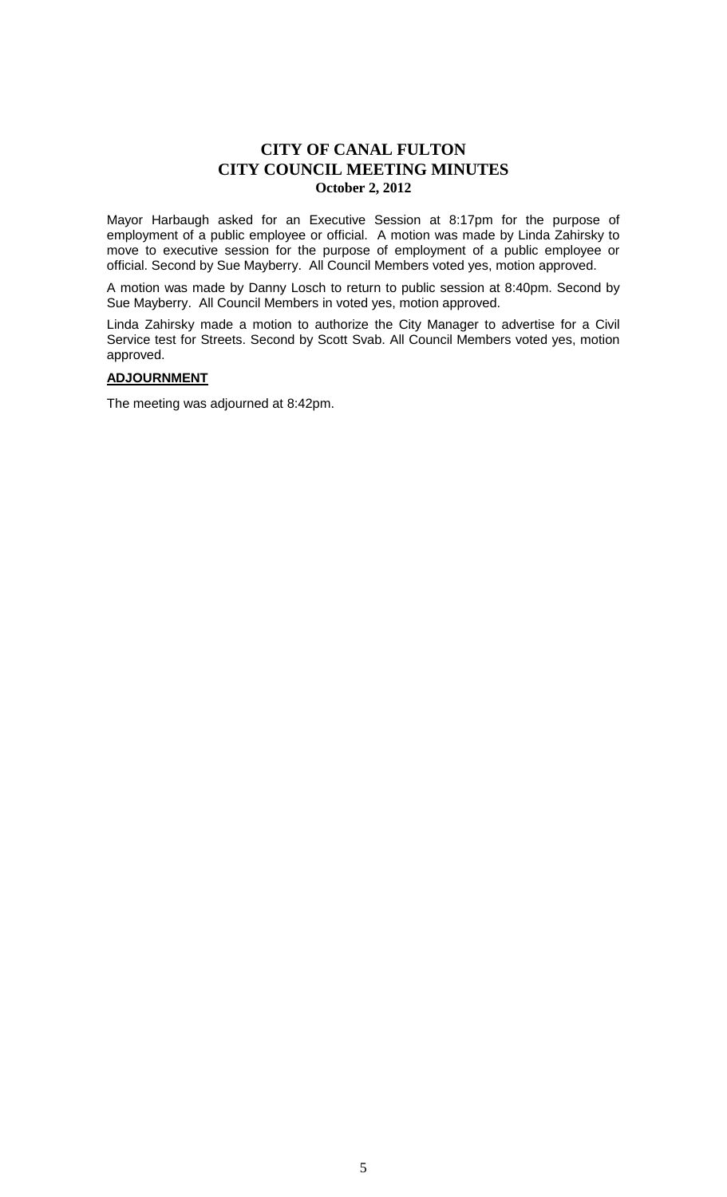# CITY OF CANAL FULTON
# CITY COUNCIL MEETING MINUTES
**October 2, 2012**

Mayor Harbaugh asked for an Executive Session at 8:17pm for the purpose of employment of a public employee or official. A motion was made by Linda Zahirsky to move to executive session for the purpose of employment of a public employee or official. Second by Sue Mayberry. All Council Members voted yes, motion approved.

A motion was made by Danny Losch to return to public session at 8:40pm. Second by Sue Mayberry. All Council Members in voted yes, motion approved.

Linda Zahirsky made a motion to authorize the City Manager to advertise for a Civil Service test for Streets. Second by Scott Svab. All Council Members voted yes, motion approved.

**ADJOURNMENT**

The meeting was adjourned at 8:42pm.